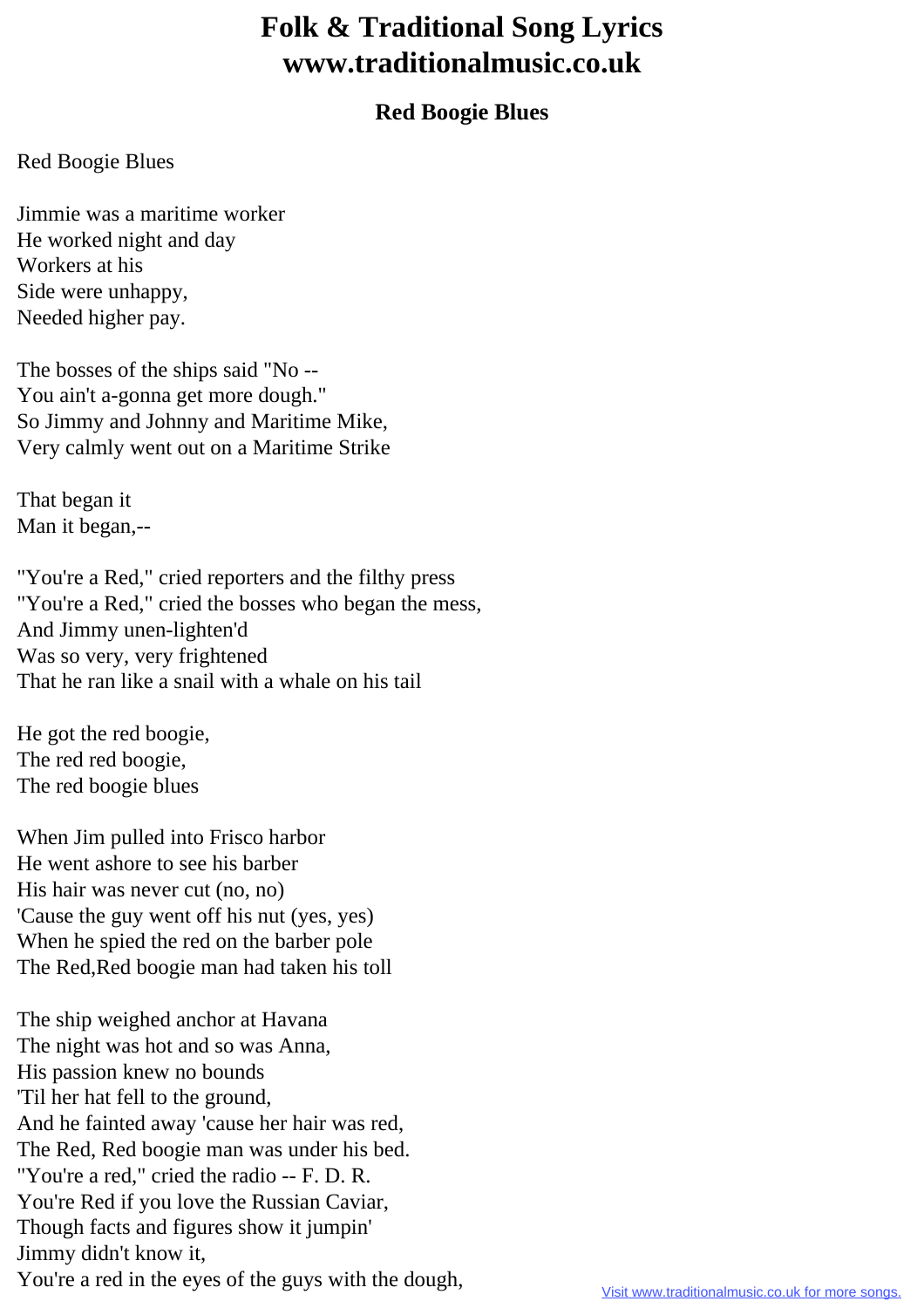# Folk & Traditional Song Lyrics www.traditionalmusic.co.uk

## Red Boogie Blues

Red Boogie Blues

Jimmie was a maritime worker
He worked night and day
Workers at his
Side were unhappy,
Needed higher pay.

The bosses of the ships said "No --
You ain't a-gonna get more dough."
So Jimmy and Johnny and Maritime Mike,
Very calmly went out on a Maritime Strike

That began it
Man it began,--

"You're a Red," cried reporters and the filthy press
"You're a Red," cried the bosses who began the mess,
And Jimmy unen-lighten'd
Was so very, very frightened
That he ran like a snail with a whale on his tail

He got the red boogie,
The red red boogie,
The red boogie blues

When Jim pulled into Frisco harbor
He went ashore to see his barber
His hair was never cut (no, no)
'Cause the guy went off his nut (yes, yes)
When he spied the red on the barber pole
The Red,Red boogie man had taken his toll

The ship weighed anchor at Havana
The night was hot and so was Anna,
His passion knew no bounds
'Til her hat fell to the ground,
And he fainted away 'cause her hair was red,
The Red, Red boogie man was under his bed.
"You're a red," cried the radio -- F. D. R.
You're Red if you love the Russian Caviar,
Though facts and figures show it jumpin'
Jimmy didn't know it,
You're a red in the eyes of the guys with the dough,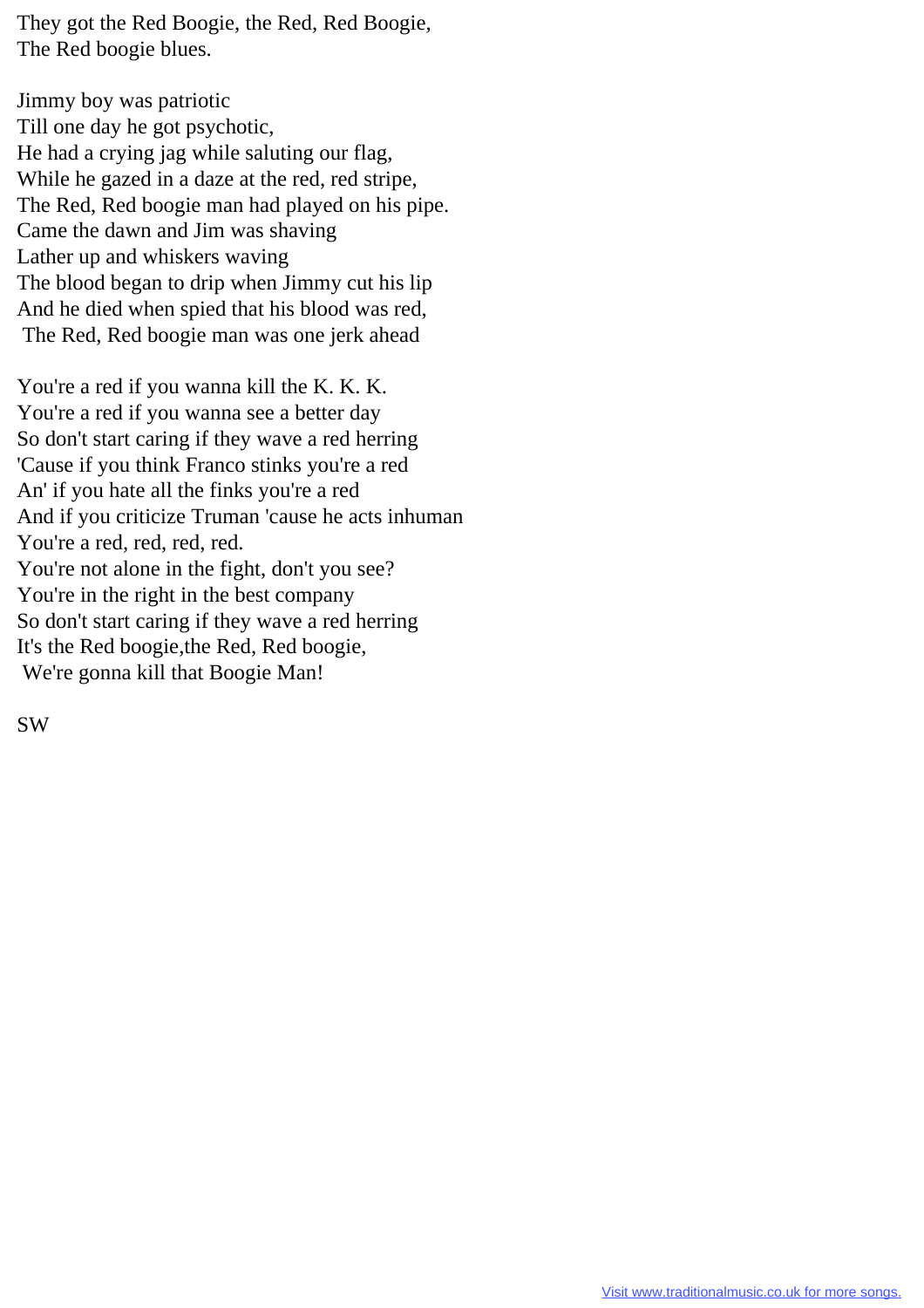They got the Red Boogie, the Red, Red Boogie,
The Red boogie blues.

Jimmy boy was patriotic
Till one day he got psychotic,
He had a crying jag while saluting our flag,
While he gazed in a daze at the red, red stripe,
The Red, Red boogie man had played on his pipe.
Came the dawn and Jim was shaving
Lather up and whiskers waving
The blood began to drip when Jimmy cut his lip
And he died when spied that his blood was red,
The Red, Red boogie man was one jerk ahead

You're a red if you wanna kill the K. K. K.
You're a red if you wanna see a better day
So don't start caring if they wave a red herring
'Cause if you think Franco stinks you're a red
An' if you hate all the finks you're a red
And if you criticize Truman 'cause he acts inhuman
You're a red, red, red, red.
You're not alone in the fight, don't you see?
You're in the right in the best company
So don't start caring if they wave a red herring
It's the Red boogie,the Red, Red boogie,
We're gonna kill that Boogie Man!

SW